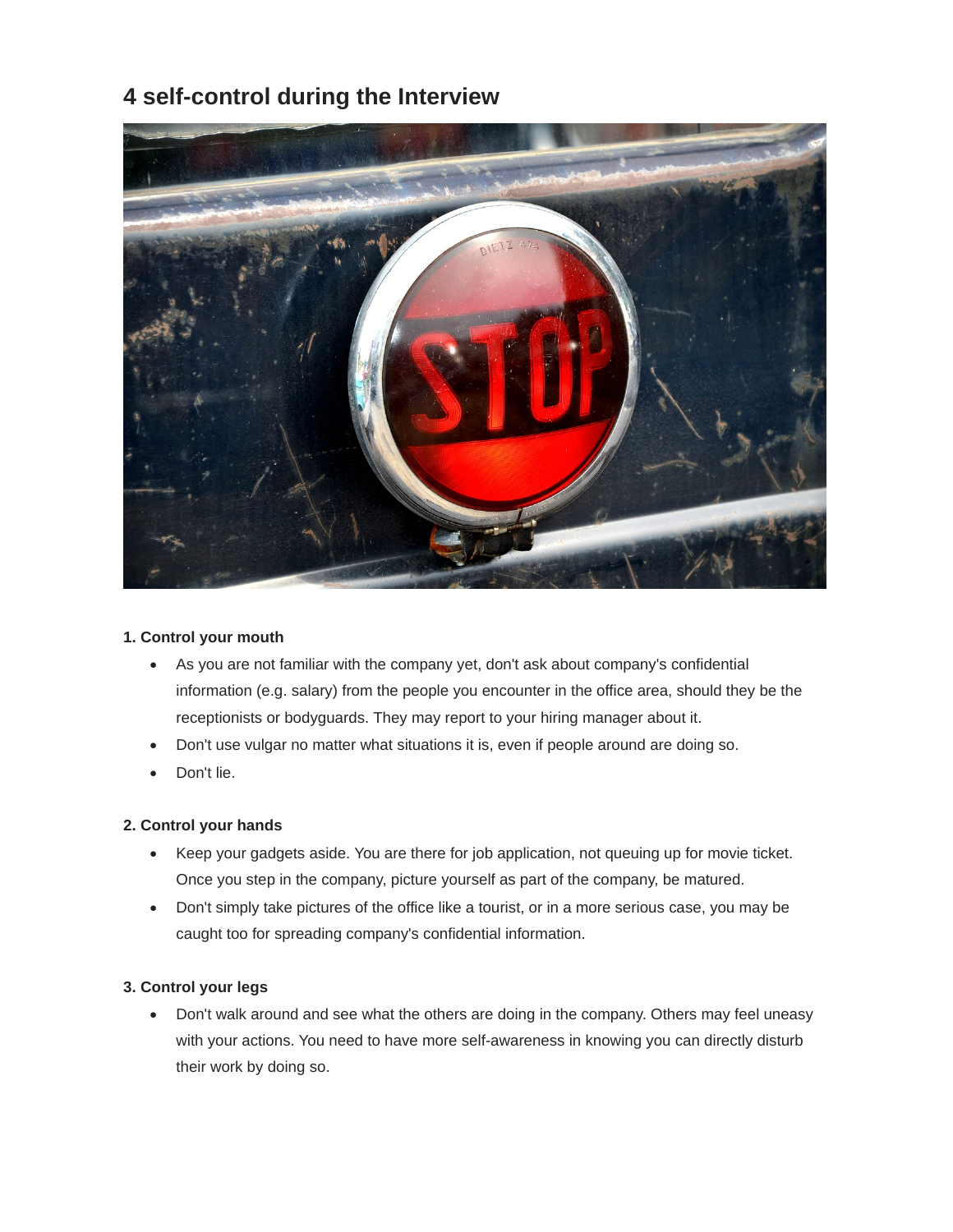# 4 self-control during the Interview

**1. Control your mouth**

- As you are not familiar with the company yet, don't ask about company's confidential information (e.g. salary) from the people you encounter in the office area, should they be the receptionists or bodyguards. They may report to your hiring manager about it.
- Don't use vulgar no matter what situations it is, even if people around are doing so.
- Don't lie.

**2. Control your hands**

- Keep your gadgets aside. You are there for job application, not queuing up for movie ticket. Once you step in the company, picture yourself as part of the company, be matured.
- Don't simply take pictures of the office like a tourist, or in a more serious case, you may be caught too for spreading company's confidential information.

**3. Control your legs**

- Don't walk around and see what the others are doing in the company. Others may feel uneasy with your actions. You need to have more self-awareness in knowing you can directly disturb their work by doing so.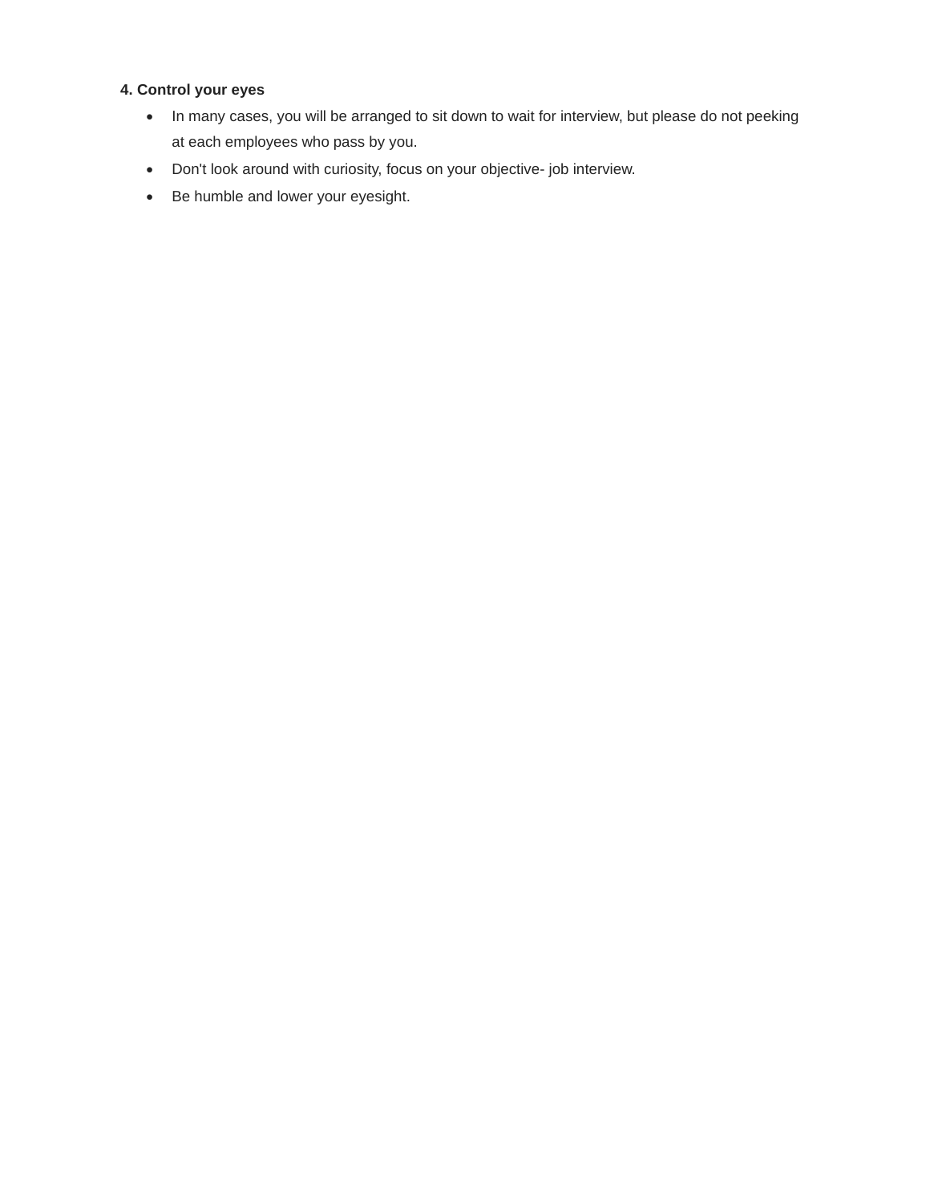**4. Control your eyes**

- In many cases, you will be arranged to sit down to wait for interview, but please do not peeking at each employees who pass by you.
- Don't look around with curiosity, focus on your objective- job interview.
- Be humble and lower your eyesight.